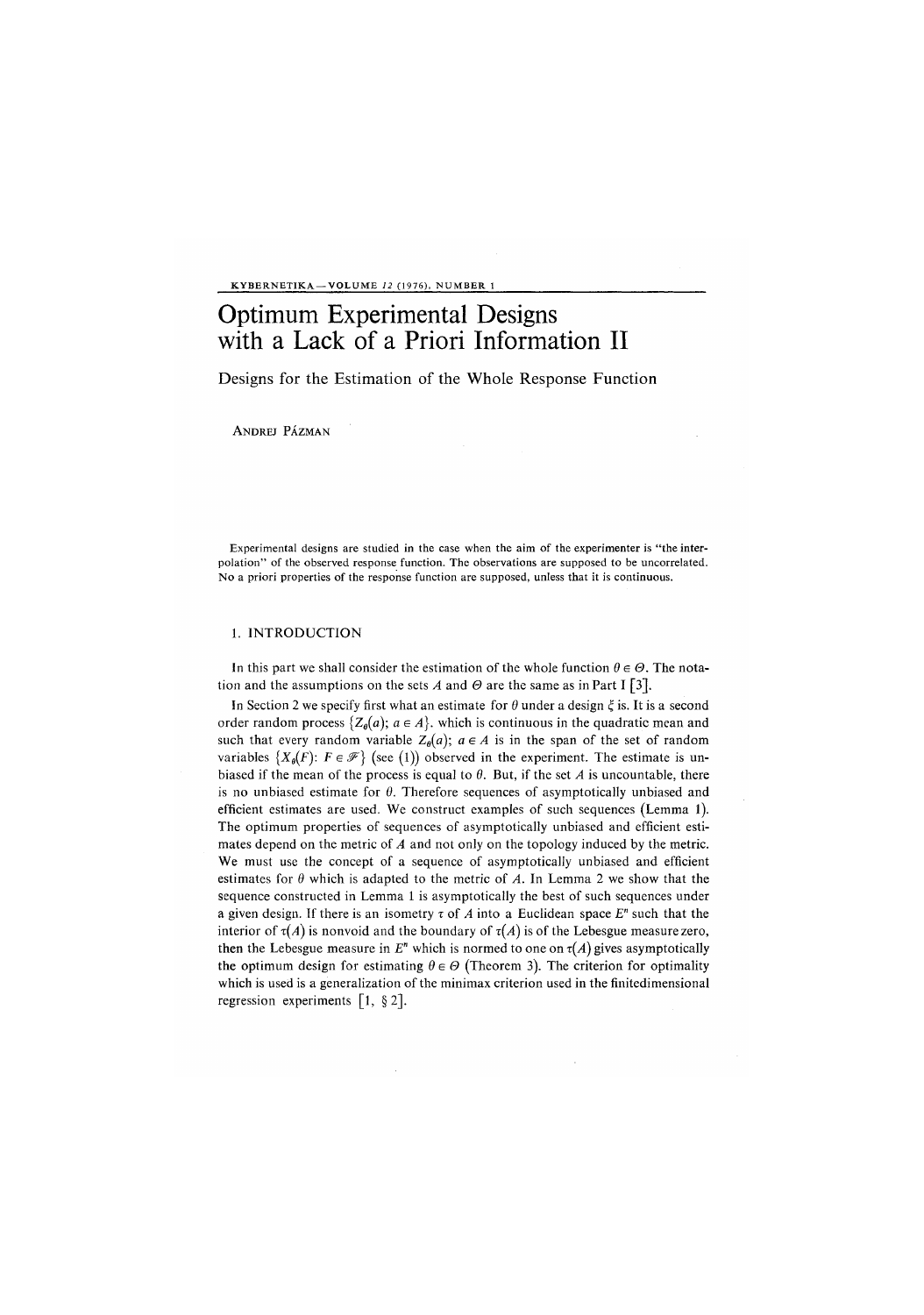# Optimum Experimental Designs with a Lack of a Priori Information II

## Designs for the Estimation of the Whole Response Function

ANDREJ PÁZMAN

Experimental designs are studied in the case when the aim of the experimenter is "the interpolation" of the observed response function. The observations are supposed to be uncorrelated. No a priori properties of the response function are supposed, unless that it is continuous.

### 1. INTRODUCTION

In this part we shall consider the estimation of the whole function $\theta \in \Theta$. The notation and the assumptions on the sets $A$ and $\Theta$ are the same as in Part I [3].

In Section 2 we specify first what an estimate for $\theta$ under a design $\xi$ is. It is a second order random process $\{Z_\theta(a); a \in A\}$. which is continuous in the quadratic mean and such that every random variable $Z_\theta(a)$; $a \in A$ is in the span of the set of random variables $\{X_\theta(F): F \in \mathscr{F}\}$ (see (1)) observed in the experiment. The estimate is unbiased if the mean of the process is equal to $\theta$. But, if the set $A$ is uncountable, there is no unbiased estimate for $\theta$. Therefore sequences of asymptotically unbiased and efficient estimates are used. We construct examples of such sequences (Lemma 1). The optimum properties of sequences of asymptotically unbiased and efficient estimates depend on the metric of $A$ and not only on the topology induced by the metric. We must use the concept of a sequence of asymptotically unbiased and efficient estimates for $\theta$ which is adapted to the metric of $A$. In Lemma 2 we show that the sequence constructed in Lemma 1 is asymptotically the best of such sequences under a given design. If there is an isometry $\tau$ of $A$ into a Euclidean space $E^n$ such that the interior of $\tau(A)$ is nonvoid and the boundary of $\tau(A)$ is of the Lebesgue measure zero, then the Lebesgue measure in $E^n$ which is normed to one on $\tau(A)$ gives asymptotically the optimum design for estimating $\theta \in \Theta$ (Theorem 3). The criterion for optimality which is used is a generalization of the minimax criterion used in the finitedimensional regression experiments [1, § 2].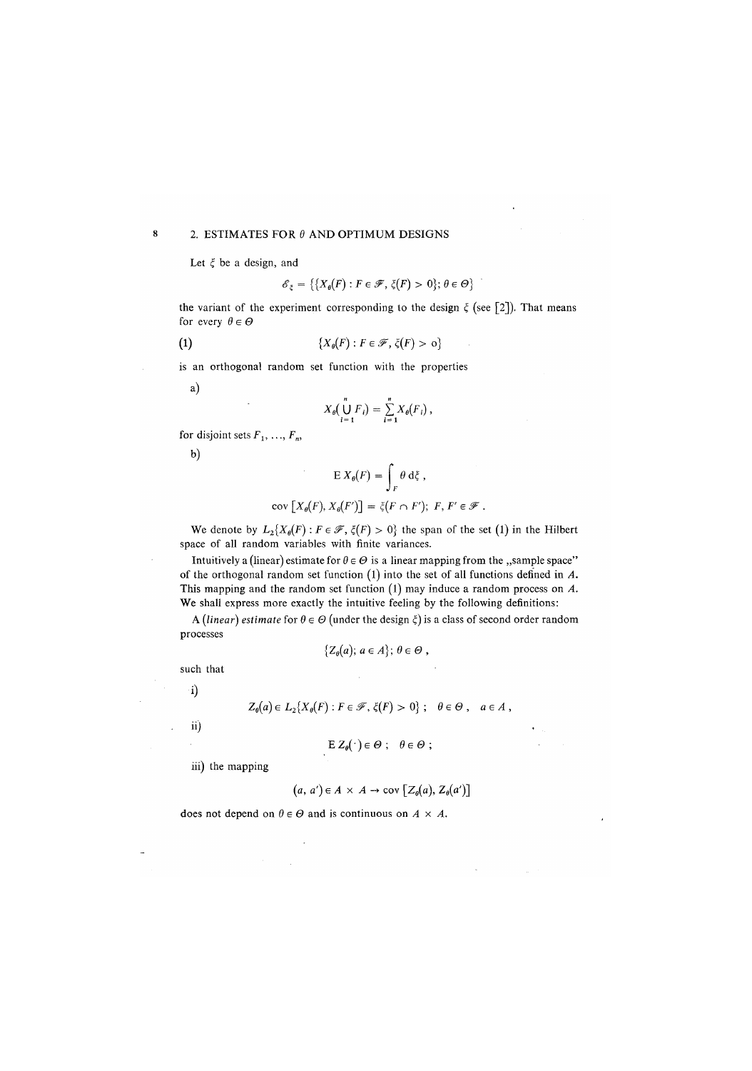## 2. ESTIMATES FOR $\theta$ AND OPTIMUM DESIGNS

Let $\xi$ be a design, and

$$\mathscr{E}_\xi = \{\{X_\theta(F) : F \in \mathscr{F}, \xi(F) > 0\}; \theta \in \Theta\}$$

the variant of the experiment corresponding to the design $\xi$ (see [2]). That means for every $\theta \in \Theta$

$$\{X_\theta(F) : F \in \mathscr{F}, \xi(F) > 0\} \tag{1}$$

is an orthogonal random set function with the properties

a)

$$X_\theta\left(\bigcup_{i=1}^{n} F_i\right) = \sum_{i=1}^{n} X_\theta(F_i),$$

for disjoint sets $F_1, \ldots, F_n$,

b)

$$\mathrm{E}\, X_\theta(F) = \int_F \theta \, \mathrm{d}\xi,$$

$$\mathrm{cov}\left[X_\theta(F), X_\theta(F')\right] = \xi(F \cap F'); \; F, F' \in \mathscr{F}.$$

We denote by $L_2\{X_\theta(F) : F \in \mathscr{F}, \xi(F) > 0\}$ the span of the set (1) in the Hilbert space of all random variables with finite variances.

Intuitively a (linear) estimate for $\theta \in \Theta$ is a linear mapping from the „sample space" of the orthogonal random set function (1) into the set of all functions defined in $A$. This mapping and the random set function (1) may induce a random process on $A$. We shall express more exactly the intuitive feeling by the following definitions:

A *(linear) estimate* for $\theta \in \Theta$ (under the design $\xi$) is a class of second order random processes

$$\{Z_\theta(a);\, a \in A\};\, \theta \in \Theta,$$

such that

i)

$$Z_\theta(a) \in L_2\{X_\theta(F) : F \in \mathscr{F}, \xi(F) > 0\}; \quad \theta \in \Theta, \quad a \in A,$$

ii)

$$\mathrm{E}\, Z_\theta(\cdot) \in \Theta; \quad \theta \in \Theta;$$

iii) the mapping

$$(a, a') \in A \times A \rightarrow \mathrm{cov}\left[Z_\theta(a), Z_\theta(a')\right]$$

does not depend on $\theta \in \Theta$ and is continuous on $A \times A$.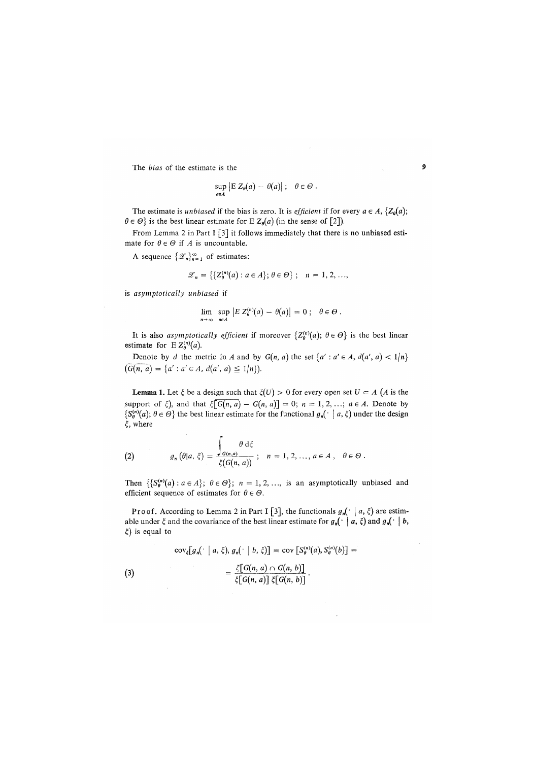The *bias* of the estimate is the

$$\sup_{a \in A} |\mathrm{E}\, Z_\theta(a) - \theta(a)| \; ; \quad \theta \in \Theta \, .$$

The estimate is *unbiased* if the bias is zero. It is *efficient* if for every $a \in A$, $\{Z_\theta(a); \theta \in \Theta\}$ is the best linear estimate for $\mathrm{E}\, Z_\theta(a)$ (in the sense of [2]).

From Lemma 2 in Part I [3] it follows immediately that there is no unbiased estimate for $\theta \in \Theta$ if $A$ is uncountable.

A sequence $\{\mathscr{Z}_n\}_{n=1}^{\infty}$ of estimates:

$$\mathscr{Z}_n = \{\{Z_\theta^{(n)}(a) : a \in A\}; \theta \in \Theta\} \; ; \quad n = 1, 2, \ldots,$$

is *asymptotically unbiased* if

$$\lim_{n \to \infty} \sup_{a \in A} |E\, Z_\theta^{(n)}(a) - \theta(a)| = 0 \; ; \quad \theta \in \Theta \, .$$

It is also *asymptotically efficient* if moreover $\{Z_\theta^{(n)}(a); \theta \in \Theta\}$ is the best linear estimate for $\mathrm{E}\, Z_\theta^{(n)}(a)$.

Denote by $d$ the metric in $A$ and by $G(n, a)$ the set $\{a' : a' \in A, d(a', a) < 1/n\}$ $(\overline{G(n, a)} = \{a' : a' \in A, d(a', a) \leqq 1/n\})$.

**Lemma 1.** Let $\xi$ be a design such that $\xi(U) > 0$ for every open set $U \subset A$ ($A$ is the support of $\xi$), and that $\xi[\overline{G(n, a)} - G(n, a)] = 0$; $n = 1, 2, \ldots$; $a \in A$. Denote by $\{S_\theta^{(n)}(a); \theta \in \Theta\}$ the best linear estimate for the functional $g_n(\cdot \mid a, \xi)$ under the design $\xi$, where

$$g_n(\theta | a, \xi) = \frac{\int_{G(n,a)} \theta \, \mathrm{d}\xi}{\xi(G(n, a))} \; ; \quad n = 1, 2, \ldots, a \in A \, , \quad \theta \in \Theta \, . \tag{2}$$

Then $\{\{S_\theta^{(n)}(a) : a \in A\}; \theta \in \Theta\}$; $n = 1, 2, \ldots$, is an asymptotically unbiased and efficient sequence of estimates for $\theta \in \Theta$.

Proof. According to Lemma 2 in Part I [3], the functionals $g_n(\cdot \mid a, \xi)$ are estimable under $\xi$ and the covariance of the best linear estimate for $g_n(\cdot \mid a, \xi)$ and $g_n(\cdot \mid b, \xi)$ is equal to

$$\mathrm{cov}_\xi[g_n(\cdot \mid a, \xi), g_n(\cdot \mid b, \xi)] \equiv \mathrm{cov}\,[S_\theta^{(n)}(a), S_\theta^{(n)}(b)] =$$

$$= \frac{\xi[G(n, a) \cap G(n, b)]}{\xi[G(n, a)]\, \xi[G(n, b)]} \, . \tag{3}$$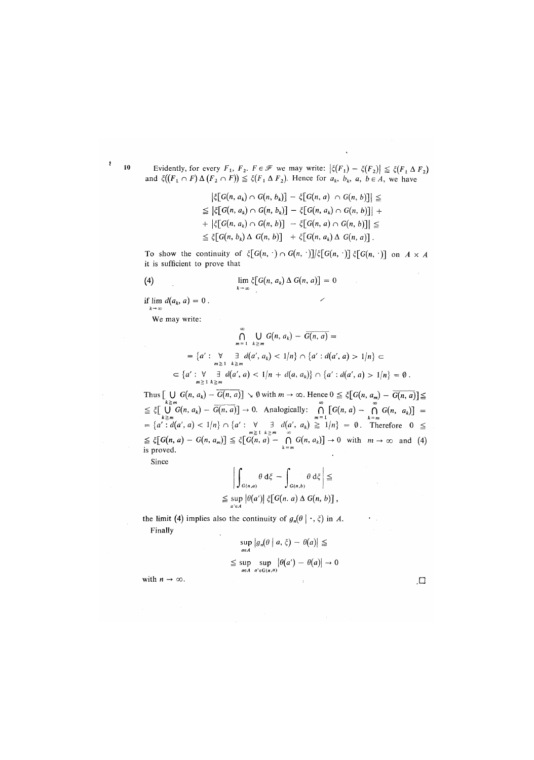Evidently, for every $F_1$, $F_2$, $F \in \mathscr{F}$ we may write: $|\xi(F_1) - \xi(F_2)| \leqq \xi(F_1 \Delta F_2)$ and $\xi((F_1 \cap F) \Delta (F_2 \cap F)) \leqq \xi(F_1 \Delta F_2)$. Hence for $a_k$, $b_k$, $a$, $b \in A$, we have

$$
\begin{aligned}
&|\xi[G(n, a_k) \cap G(n, b_k)] - \xi[G(n, a) \cap G(n, b)]| \leqq \\
&\leqq |\xi[G(n, a_k) \cap G(n, b_k)] - \xi[G(n, a_k) \cap G(n, b)]| + \\
&+ |\xi[G(n, a_k) \cap G(n, b)] - \xi[G(n, a) \cap G(n, b)]| \leqq \\
&\leqq \xi[G(n, b_k) \Delta G(n, b)] + \xi[G(n, a_k) \Delta G(n, a)] .
\end{aligned}
$$

To show the continuity of $\xi[G(n, \cdot) \cap G(n, \cdot)]/\xi[G(n, \cdot)]\, \xi[G(n, \cdot)]$ on $A \times A$ it is sufficient to prove that

$$
\lim_{k \to \infty} \xi[G(n, a_k) \Delta G(n, a)] = 0 \tag{4}
$$

if $\lim_{k \to \infty} d(a_k, a) = 0$.

We may write:

$$
\begin{aligned}
&\bigcap_{m=1}^{\infty} \bigcup_{k \geqq m} G(n, a_k) - \overline{G(n, a)} = \\
&= \{a' : \forall_{m \geqq 1} \exists_{k \geqq m}\ d(a', a_k) < 1/n\} \cap \{a' : d(a', a) > 1/n\} \subset \\
&\subset \{a' : \forall_{m \geqq 1} \exists_{k \geqq m}\ d(a', a) < 1/n + d(a, a_k)\} \cap \{a' : d(a', a) > 1/n\} = \emptyset .
\end{aligned}
$$

Thus $[\bigcup_{k \geqq m} G(n, a_k) - \overline{G(n, a)}] \searrow \emptyset$ with $m \to \infty$. Hence $0 \leqq \xi[G(n, a_m) - \overline{G(n, a)}] \leqq \leqq \xi[\bigcup_{k \geqq m} G(n, a_k) - \overline{G(n, a)}] \to 0$. Analogically: $\bigcap_{m=1}^{\infty} [G(n, a) - \bigcap_{k=m}^{\infty} G(n, a_k)] = \{a' : d(a', a) < 1/n\} \cap \{a' : \forall_{m \geqq 1} \exists_{k \geqq m}\ d(a', a_k) \geqq 1/n\} = \emptyset$. Therefore $0 \leqq \leqq \xi[G(n, a) - G(n, a_m)] \leqq \xi[G(n, a) - \bigcap_{k=m}^{\infty} G(n, a_k)] \to 0$ with $m \to \infty$ and (4) is proved.

Since

$$
\left| \int_{G(n,a)} \theta \, \mathrm{d}\xi - \int_{G(n,b)} \theta \, \mathrm{d}\xi \right| \leqq
$$

$$
\leqq \sup_{a' \in A} |\theta(a')|\, \xi[G(n. a) \Delta G(n, b)] ,
$$

the limit (4) implies also the continuity of $g_n(\theta \mid \cdot, \xi)$ in $A$.

Finally

$$
\sup_{a \in A} |g_n(\theta \mid a, \xi) - \theta(a)| \leqq
$$

$$
\leqq \sup_{a \in A} \sup_{a' \in G(n,a)} |\theta(a') - \theta(a)| \to 0
$$

with $n \to \infty$. □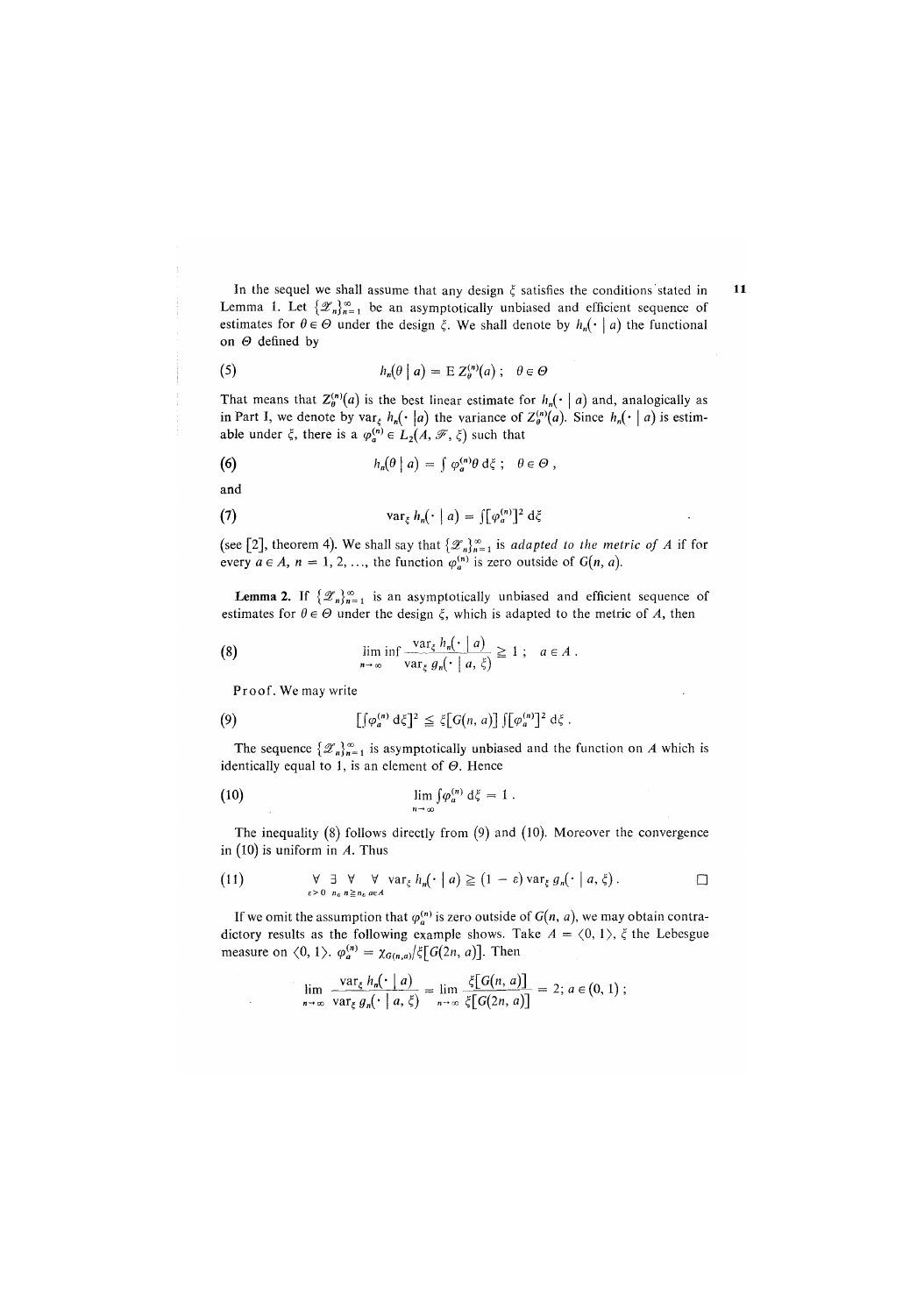In the sequel we shall assume that any design $\xi$ satisfies the conditions stated in Lemma 1. Let $\{\mathscr{Z}_n\}_{n=1}^{\infty}$ be an asymptotically unbiased and efficient sequence of estimates for $\theta \in \Theta$ under the design $\xi$. We shall denote by $h_n(\cdot \mid a)$ the functional on $\Theta$ defined by

$$h_n(\theta \mid a) = \mathrm{E}\, Z_\theta^{(n)}(a)\,; \quad \theta \in \Theta \tag{5}$$

That means that $Z_\theta^{(n)}(a)$ is the best linear estimate for $h_n(\cdot \mid a)$ and, analogically as in Part I, we denote by $\mathrm{var}_\xi\, h_n(\cdot \mid a)$ the variance of $Z_\theta^{(n)}(a)$. Since $h_n(\cdot \mid a)$ is estimable under $\xi$, there is a $\varphi_a^{(n)} \in L_2(A, \mathscr{F}, \xi)$ such that

$$h_n(\theta \mid a) = \int \varphi_a^{(n)} \theta \, \mathrm{d}\xi\,; \quad \theta \in \Theta\,, \tag{6}$$

and

$$\mathrm{var}_\xi\, h_n(\cdot \mid a) = \int [\varphi_a^{(n)}]^2 \, \mathrm{d}\xi \tag{7}$$

(see [2], theorem 4). We shall say that $\{\mathscr{Z}_n\}_{n=1}^{\infty}$ is *adapted to the metric of* $A$ if for every $a \in A$, $n = 1, 2, \ldots$, the function $\varphi_a^{(n)}$ is zero outside of $G(n, a)$.

**Lemma 2.** If $\{\mathscr{Z}_n\}_{n=1}^{\infty}$ is an asymptotically unbiased and efficient sequence of estimates for $\theta \in \Theta$ under the design $\xi$, which is adapted to the metric of $A$, then

$$\liminf_{n \to \infty} \frac{\mathrm{var}_\xi\, h_n(\cdot \mid a)}{\mathrm{var}_\xi\, g_n(\cdot \mid a, \xi)} \geq 1\,; \quad a \in A\,. \tag{8}$$

Proof. We may write

$$\left[\int \varphi_a^{(n)} \, \mathrm{d}\xi\right]^2 \leq \xi[G(n, a)] \int [\varphi_a^{(n)}]^2 \, \mathrm{d}\xi\,. \tag{9}$$

The sequence $\{\mathscr{Z}_n\}_{n=1}^{\infty}$ is asymptotically unbiased and the function on $A$ which is identically equal to 1, is an element of $\Theta$. Hence

$$\lim_{n \to \infty} \int \varphi_a^{(n)} \, \mathrm{d}\xi = 1\,. \tag{10}$$

The inequality (8) follows directly from (9) and (10). Moreover the convergence in (10) is uniform in $A$. Thus

$$\forall_{\varepsilon > 0}\ \exists_{n_\varepsilon}\ \forall_{n \geq n_\varepsilon}\ \forall_{a \in A}\ \mathrm{var}_\xi\, h_n(\cdot \mid a) \geq (1 - \varepsilon)\, \mathrm{var}_\xi\, g_n(\cdot \mid a, \xi)\,. \tag{11}$$

□

If we omit the assumption that $\varphi_a^{(n)}$ is zero outside of $G(n, a)$, we may obtain contradictory results as the following example shows. Take $A = \langle 0, 1 \rangle$, $\xi$ the Lebesgue measure on $\langle 0, 1 \rangle$. $\varphi_a^{(n)} = \chi_{G(n,a)} / \xi[G(2n, a)]$. Then

$$\lim_{n \to \infty} \frac{\mathrm{var}_\xi\, h_n(\cdot \mid a)}{\mathrm{var}_\xi\, g_n(\cdot \mid a, \xi)} = \lim_{n \to \infty} \frac{\xi[G(n, a)]}{\xi[G(2n, a)]} = 2\,; \; a \in (0, 1)\,;$$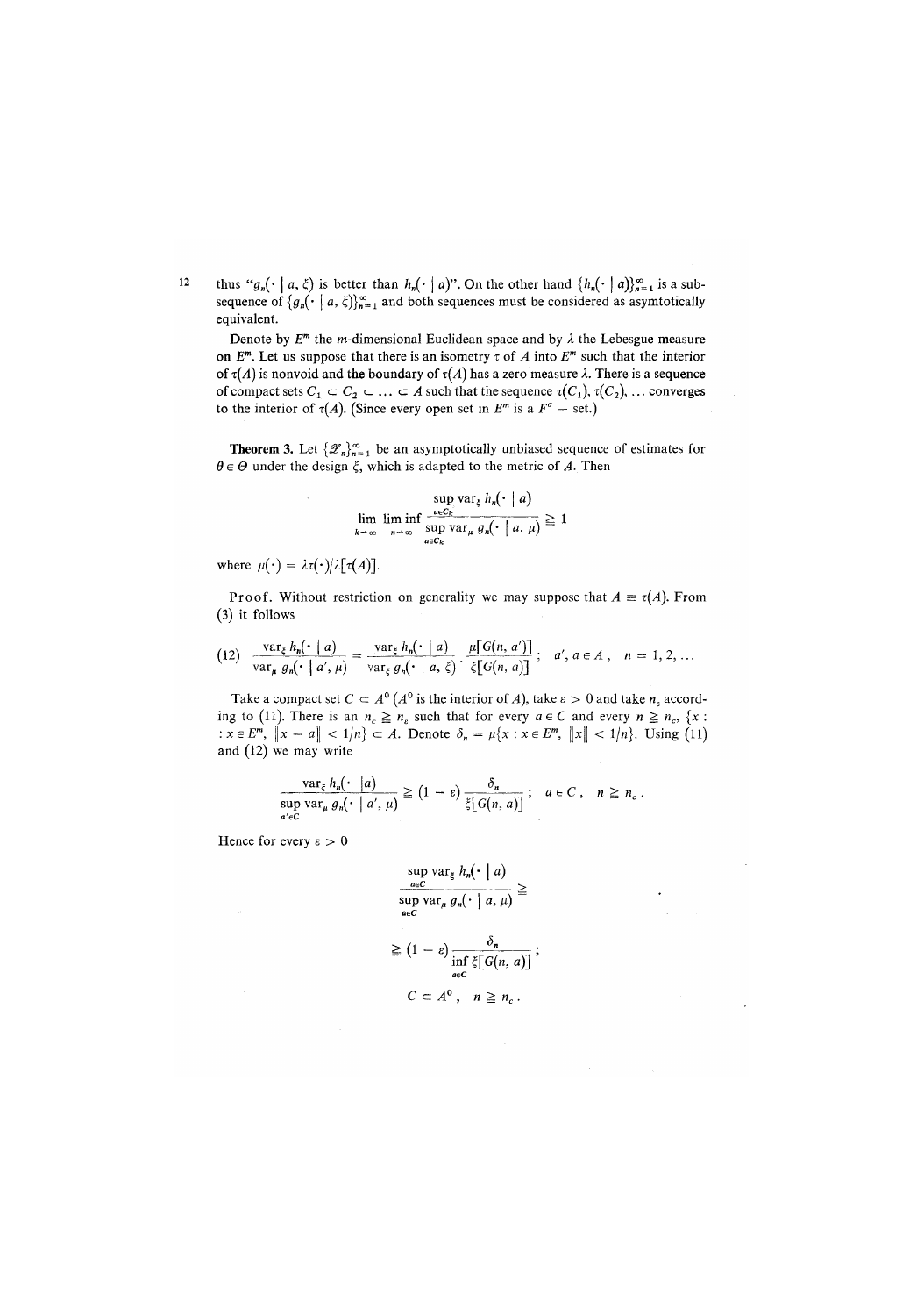thus "$g_n(\cdot \mid a, \xi)$ is better than $h_n(\cdot \mid a)$". On the other hand $\{h_n(\cdot \mid a)\}_{n=1}^{\infty}$ is a subsequence of $\{g_n(\cdot \mid a, \xi)\}_{n=1}^{\infty}$ and both sequences must be considered as asymtotically equivalent.

Denote by $E^m$ the $m$-dimensional Euclidean space and by $\lambda$ the Lebesgue measure on $E^m$. Let us suppose that there is an isometry $\tau$ of $A$ into $E^m$ such that the interior of $\tau(A)$ is nonvoid and the boundary of $\tau(A)$ has a zero measure $\lambda$. There is a sequence of compact sets $C_1 \subset C_2 \subset \ldots \subset A$ such that the sequence $\tau(C_1), \tau(C_2), \ldots$ converges to the interior of $\tau(A)$. (Since every open set in $E^m$ is a $F^\sigma$ – set.)

**Theorem 3.** Let $\{\mathscr{Z}_n\}_{n=1}^{\infty}$ be an asymptotically unbiased sequence of estimates for $\theta \in \Theta$ under the design $\xi$, which is adapted to the metric of $A$. Then

$$\lim_{k \to \infty} \liminf_{n \to \infty} \frac{\sup_{a \in C_k} \operatorname{var}_\xi h_n(\cdot \mid a)}{\sup_{a \in C_k} \operatorname{var}_\mu g_n(\cdot \mid a, \mu)} \geqq 1$$

where $\mu(\cdot) = \lambda\tau(\cdot)/\lambda[\tau(A)]$.

Proof. Without restriction on generality we may suppose that $A \equiv \tau(A)$. From (3) it follows

$$(12) \quad \frac{\operatorname{var}_\xi h_n(\cdot \mid a)}{\operatorname{var}_\mu g_n(\cdot \mid a', \mu)} = \frac{\operatorname{var}_\xi h_n(\cdot \mid a)}{\operatorname{var}_\xi g_n(\cdot \mid a, \xi)} \cdot \frac{\mu[G(n, a')]}{\xi[G(n, a)]}; \quad a', a \in A, \quad n = 1, 2, \ldots$$

Take a compact set $C \subset A^0$ ($A^0$ is the interior of $A$), take $\varepsilon > 0$ and take $n_\varepsilon$ according to (11). There is an $n_c \geqq n_\varepsilon$ such that for every $a \in C$ and every $n \geqq n_c$, $\{x : x \in E^m, \|x - a\| < 1/n\} \subset A$. Denote $\delta_n = \mu\{x : x \in E^m, \|x\| < 1/n\}$. Using (11) and (12) we may write

$$\frac{\operatorname{var}_\xi h_n(\cdot \mid a)}{\sup_{a' \in C} \operatorname{var}_\mu g_n(\cdot \mid a', \mu)} \geqq (1 - \varepsilon) \frac{\delta_n}{\xi[G(n, a)]}; \quad a \in C, \quad n \geqq n_c.$$

Hence for every $\varepsilon > 0$

$$\frac{\sup_{a \in C} \operatorname{var}_\xi h_n(\cdot \mid a)}{\sup_{a \in C} \operatorname{var}_\mu g_n(\cdot \mid a, \mu)} \geqq$$

$$\geqq (1 - \varepsilon) \frac{\delta_n}{\inf_{a \in C} \xi[G(n, a)]};$$

$$C \subset A^0, \quad n \geqq n_c.$$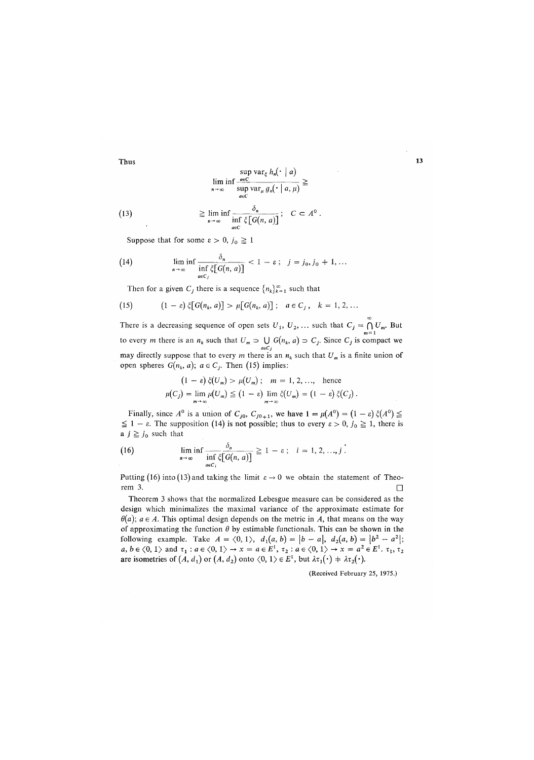Thus

$$\liminf_{n\to\infty} \frac{\sup_{a\in C} \operatorname{var}_\xi h_n(\cdot \mid a)}{\sup_{a\in C} \operatorname{var}_\mu g_n(\cdot \mid a, \mu)} \geqq$$

$$\geqq \liminf_{n\to\infty} \frac{\delta_n}{\inf_{a\in C} \xi[G(n, a)]}\,; \quad C \subset A^0\,. \tag{13}$$

Suppose that for some $\varepsilon > 0$, $j_0 \geqq 1$

$$\liminf_{n\to\infty} \frac{\delta_n}{\inf_{a\in C_j} \xi[G(n, a)]} < 1 - \varepsilon\,; \quad j = j_0, j_0 + 1, \ldots \tag{14}$$

Then for a given $C_j$ there is a sequence $\{n_k\}_{k=1}^{\infty}$ such that

$$(1 - \varepsilon)\, \xi[G(n_k, a)] > \mu[G(n_k, a)]\,; \quad a \in C_j\,, \quad k = 1, 2, \ldots \tag{15}$$

There is a decreasing sequence of open sets $U_1, U_2, \ldots$ such that $C_j = \bigcap_{m=1}^{\infty} U_m$. But to every $m$ there is an $n_k$ such that $U_m \supset \bigcup_{a\in C_j} G(n_k, a) \supset C_j$. Since $C_j$ is compact we may directly suppose that to every $m$ there is an $n_k$ such that $U_m$ is a finite union of open spheres $G(n_k, a)$; $a \in C_j$. Then (15) implies:

$$(1 - \varepsilon)\, \xi(U_m) > \mu(U_m)\,; \quad m = 1, 2, \ldots, \quad \text{hence}$$

$$\mu(C_j) = \lim_{m\to\infty} \mu(U_m) \leqq (1 - \varepsilon) \lim_{m\to\infty} \xi(U_m) = (1 - \varepsilon)\, \xi(C_j)\,.$$

Finally, since $A^0$ is a union of $C_{j0}, C_{j0+1}$, we have $1 = \mu(A^0) = (1 - \varepsilon)\, \xi(A^0) \leqq \leqq 1 - \varepsilon$. The supposition (14) is not possible; thus to every $\varepsilon > 0$, $j_0 \geqq 1$, there is a $j \geqq j_0$ such that

$$\liminf_{n\to\infty} \frac{\delta_n}{\inf_{a\in C_i} \xi[G(n, a)]} \geqq 1 - \varepsilon\,; \quad i = 1, 2, \ldots, j\,. \tag{16}$$

Putting (16) into (13) and taking the limit $\varepsilon \to 0$ we obtain the statement of Theorem 3. □

Theorem 3 shows that the normalized Lebesgue measure can be considered as the design which minimalizes the maximal variance of the approximate estimate for $\theta(a)$; $a \in A$. This optimal design depends on the metric in $A$, that means on the way of approximating the function $\theta$ by estimable functionals. This can be shown in the following example. Take $A = \langle 0, 1\rangle$, $d_1(a, b) = |b - a|$, $d_2(a, b) = |b^2 - a^2|$; $a, b \in \langle 0, 1\rangle$ and $\tau_1 : a \in \langle 0, 1\rangle \to x = a \in E^1$, $\tau_2 : a \in \langle 0, 1\rangle \to x = a^2 \in E^1$. $\tau_1, \tau_2$ are isometries of $(A, d_1)$ or $(A, d_2)$ onto $\langle 0, 1\rangle \in E^1$, but $\lambda\tau_1(\cdot) \neq \lambda\tau_2(\cdot)$.

(Received February 25, 1975.)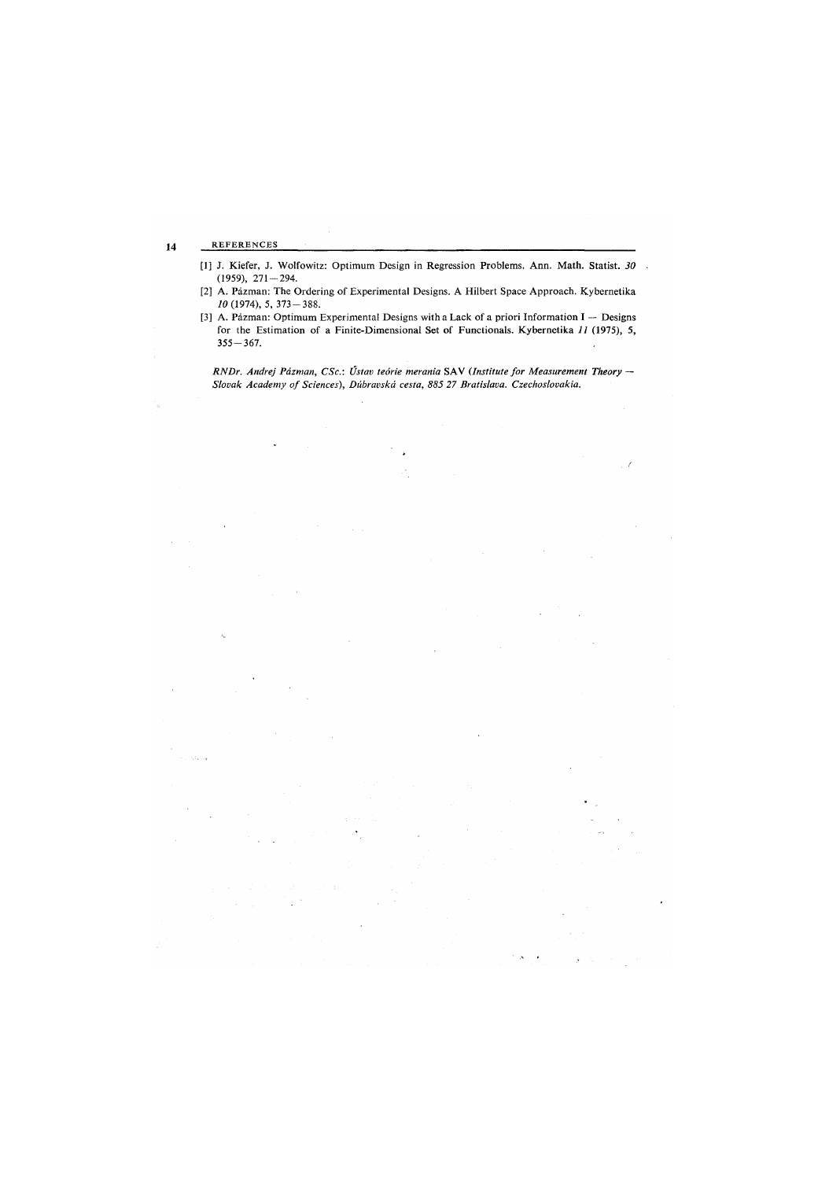## REFERENCES

[1] J. Kiefer, J. Wolfowitz: Optimum Design in Regression Problems. Ann. Math. Statist. *30* (1959), 271–294.

[2] A. Pázman: The Ordering of Experimental Designs. A Hilbert Space Approach. Kybernetika *10* (1974), 5, 373–388.

[3] A. Pázman: Optimum Experimental Designs with a Lack of a priori Information I — Designs for the Estimation of a Finite-Dimensional Set of Functionals. Kybernetika *11* (1975), 5, 355–367.

*RNDr. Andrej Pázman, CSc.: Ústav teórie merania* SAV (*Institute for Measurement Theory — Slovak Academy of Sciences*), *Dúbravská cesta, 885 27 Bratislava. Czechoslovakia.*